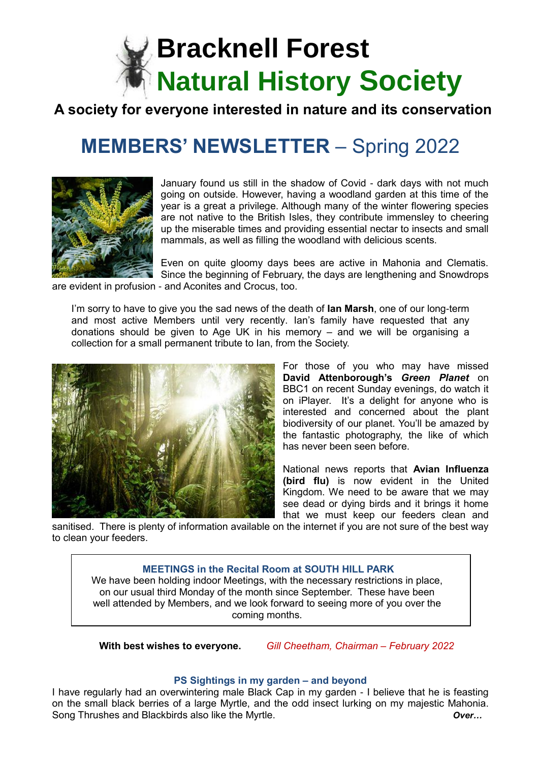# Bracknell Forest Natural History Society

**A society for everyone interested in nature and its conservation**

## MEMBERS' NEWSLETTER – Spring 2022

January found us still in the shadow of Covid - dark days with not much going on outside. However, having a woodland garden at this time of the year is a great a privilege. Although many of the winter flowering species are not native to the British Isles, they contribute immensely to cheering up the miserable times and providing essential nectar to insects and small mammals, as well as filling the woodland with delicious scents.

Even on quite gloomy days bees are active in Mahonia and Clematis. Since the beginning of February, the days are lengthening and Snowdrops are evident in profusion - and Aconites and Crocus, too.

I'm sorry to have to give you the sad news of the death of **Ian Marsh**, one of our long-term and most active Members until very recently. Ian's family have requested that any donations should be given to Age UK in his memory – and we will be organising a collection for a small permanent tribute to Ian, from the Society.

For those of you who may have missed **David Attenborough's *Green Planet*** on BBC1 on recent Sunday evenings, do watch it on iPlayer. It's a delight for anyone who is interested and concerned about the plant biodiversity of our planet. You'll be amazed by the fantastic photography, the like of which has never been seen before.

National news reports that **Avian Influenza (bird flu)** is now evident in the United Kingdom. We need to be aware that we may see dead or dying birds and it brings it home that we must keep our feeders clean and sanitised. There is plenty of information available on the internet if you are not sure of the best way to clean your feeders.

**MEETINGS in the Recital Room at SOUTH HILL PARK**

We have been holding indoor Meetings, with the necessary restrictions in place, on our usual third Monday of the month since September. These have been well attended by Members, and we look forward to seeing more of you over the coming months.

**With best wishes to everyone.** *Gill Cheetham, Chairman – February 2022*

**PS Sightings in my garden – and beyond**

I have regularly had an overwintering male Black Cap in my garden - I believe that he is feasting on the small black berries of a large Myrtle, and the odd insect lurking on my majestic Mahonia. Song Thrushes and Blackbirds also like the Myrtle.

***Over…***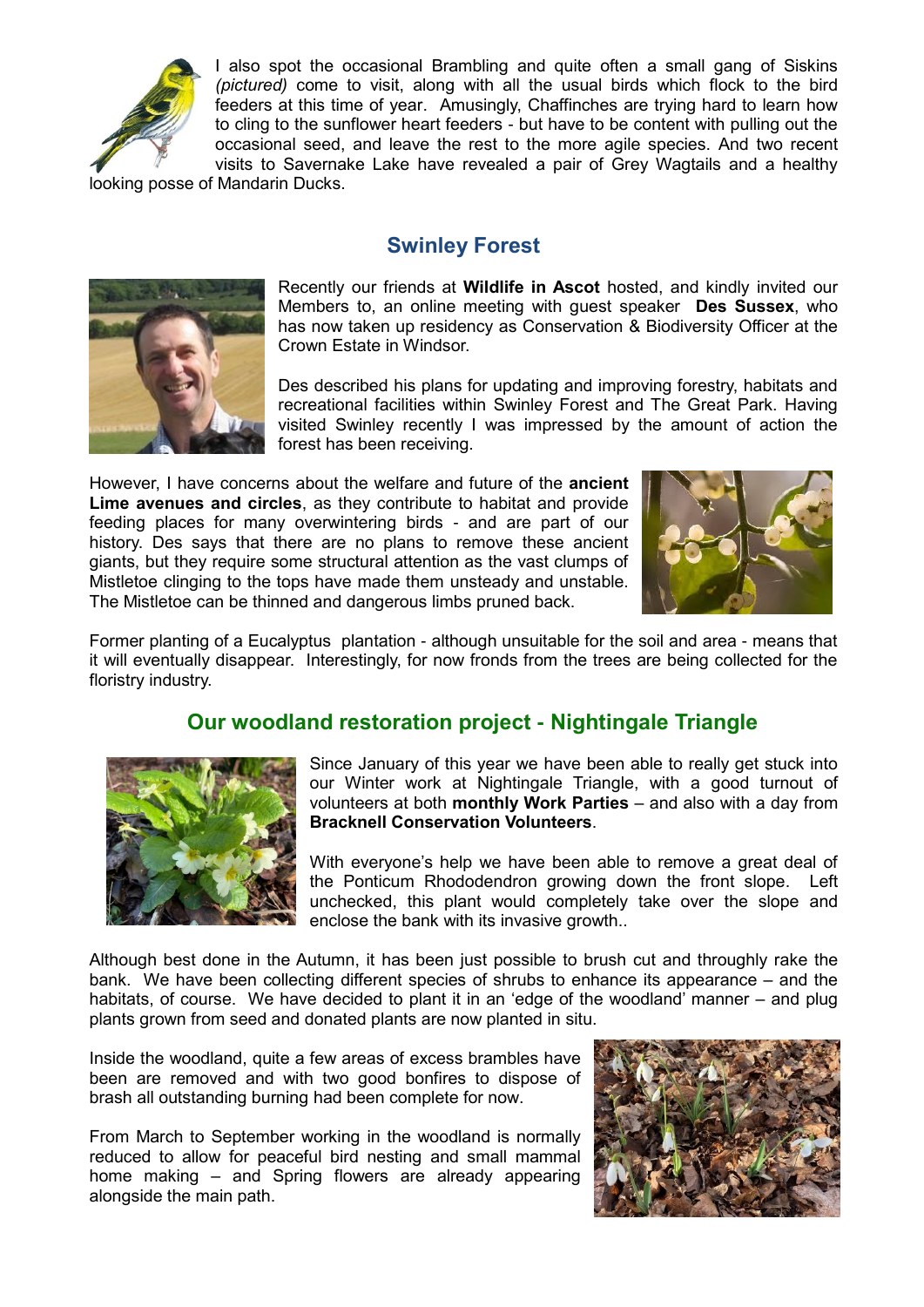I also spot the occasional Brambling and quite often a small gang of Siskins *(pictured)* come to visit, along with all the usual birds which flock to the bird feeders at this time of year. Amusingly, Chaffinches are trying hard to learn how to cling to the sunflower heart feeders - but have to be content with pulling out the occasional seed, and leave the rest to the more agile species. And two recent visits to Savernake Lake have revealed a pair of Grey Wagtails and a healthy looking posse of Mandarin Ducks.

## Swinley Forest

Recently our friends at **Wildlife in Ascot** hosted, and kindly invited our Members to, an online meeting with guest speaker **Des Sussex**, who has now taken up residency as Conservation & Biodiversity Officer at the Crown Estate in Windsor.

Des described his plans for updating and improving forestry, habitats and recreational facilities within Swinley Forest and The Great Park. Having visited Swinley recently I was impressed by the amount of action the forest has been receiving.

However, I have concerns about the welfare and future of the **ancient Lime avenues and circles**, as they contribute to habitat and provide feeding places for many overwintering birds - and are part of our history. Des says that there are no plans to remove these ancient giants, but they require some structural attention as the vast clumps of Mistletoe clinging to the tops have made them unsteady and unstable. The Mistletoe can be thinned and dangerous limbs pruned back.

Former planting of a Eucalyptus plantation - although unsuitable for the soil and area - means that it will eventually disappear. Interestingly, for now fronds from the trees are being collected for the floristry industry.

## Our woodland restoration project - Nightingale Triangle

Since January of this year we have been able to really get stuck into our Winter work at Nightingale Triangle, with a good turnout of volunteers at both **monthly Work Parties** – and also with a day from **Bracknell Conservation Volunteers**.

With everyone's help we have been able to remove a great deal of the Ponticum Rhododendron growing down the front slope. Left unchecked, this plant would completely take over the slope and enclose the bank with its invasive growth..

Although best done in the Autumn, it has been just possible to brush cut and throughly rake the bank. We have been collecting different species of shrubs to enhance its appearance – and the habitats, of course. We have decided to plant it in an 'edge of the woodland' manner – and plug plants grown from seed and donated plants are now planted in situ.

Inside the woodland, quite a few areas of excess brambles have been are removed and with two good bonfires to dispose of brash all outstanding burning had been complete for now.

From March to September working in the woodland is normally reduced to allow for peaceful bird nesting and small mammal home making – and Spring flowers are already appearing alongside the main path.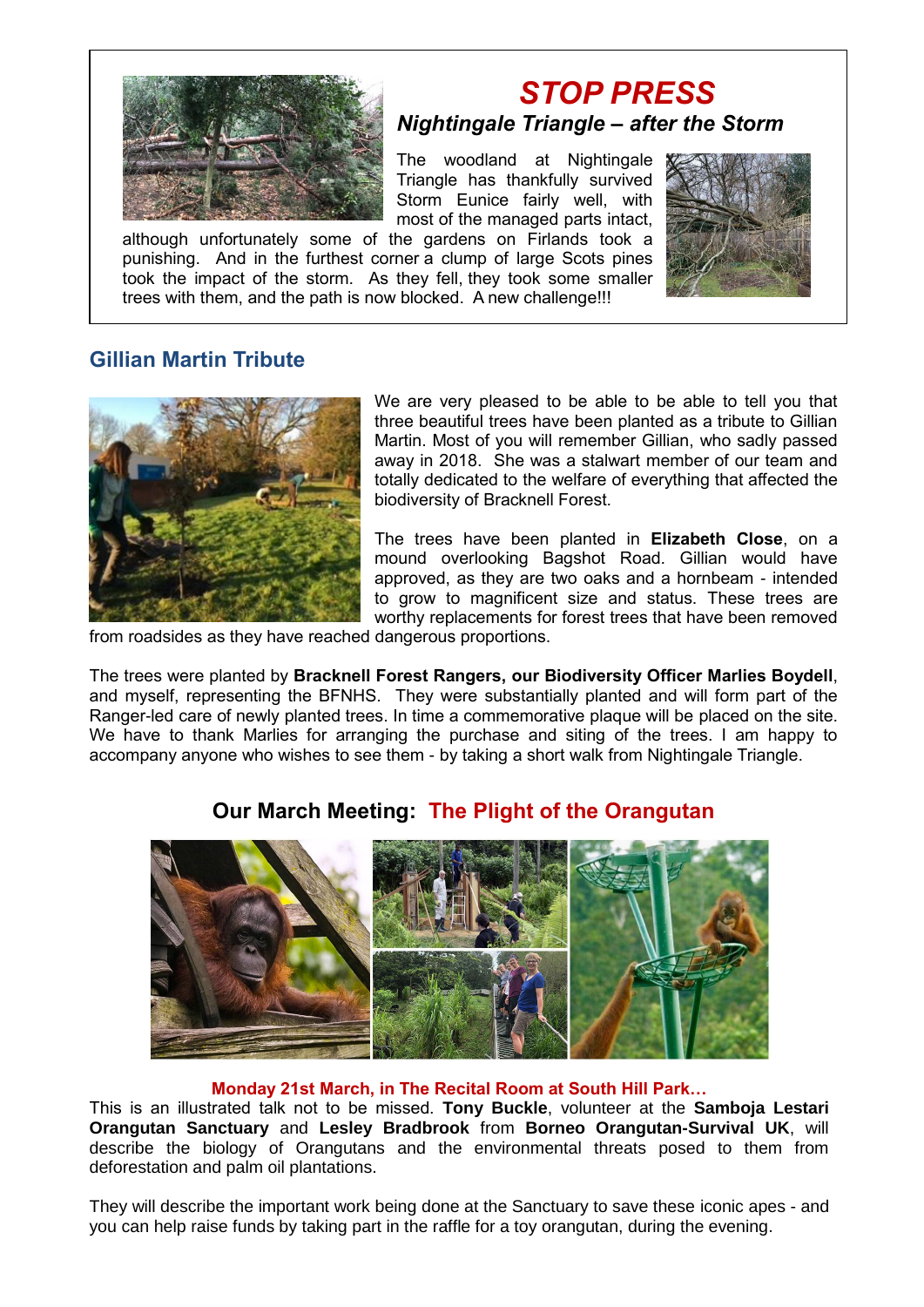## *STOP PRESS*

### *Nightingale Triangle – after the Storm*

The woodland at Nightingale Triangle has thankfully survived Storm Eunice fairly well, with most of the managed parts intact, although unfortunately some of the gardens on Firlands took a punishing. And in the furthest corner a clump of large Scots pines took the impact of the storm. As they fell, they took some smaller trees with them, and the path is now blocked. A new challenge!!!

## Gillian Martin Tribute

We are very pleased to be able to be able to tell you that three beautiful trees have been planted as a tribute to Gillian Martin. Most of you will remember Gillian, who sadly passed away in 2018. She was a stalwart member of our team and totally dedicated to the welfare of everything that affected the biodiversity of Bracknell Forest.

The trees have been planted in **Elizabeth Close**, on a mound overlooking Bagshot Road. Gillian would have approved, as they are two oaks and a hornbeam - intended to grow to magnificent size and status. These trees are worthy replacements for forest trees that have been removed from roadsides as they have reached dangerous proportions.

The trees were planted by **Bracknell Forest Rangers, our Biodiversity Officer Marlies Boydell**, and myself, representing the BFNHS. They were substantially planted and will form part of the Ranger-led care of newly planted trees. In time a commemorative plaque will be placed on the site. We have to thank Marlies for arranging the purchase and siting of the trees. I am happy to accompany anyone who wishes to see them - by taking a short walk from Nightingale Triangle.

## Our March Meeting: The Plight of the Orangutan

**Monday 21st March, in The Recital Room at South Hill Park…**

This is an illustrated talk not to be missed. **Tony Buckle**, volunteer at the **Samboja Lestari Orangutan Sanctuary** and **Lesley Bradbrook** from **Borneo Orangutan-Survival UK**, will describe the biology of Orangutans and the environmental threats posed to them from deforestation and palm oil plantations.

They will describe the important work being done at the Sanctuary to save these iconic apes - and you can help raise funds by taking part in the raffle for a toy orangutan, during the evening.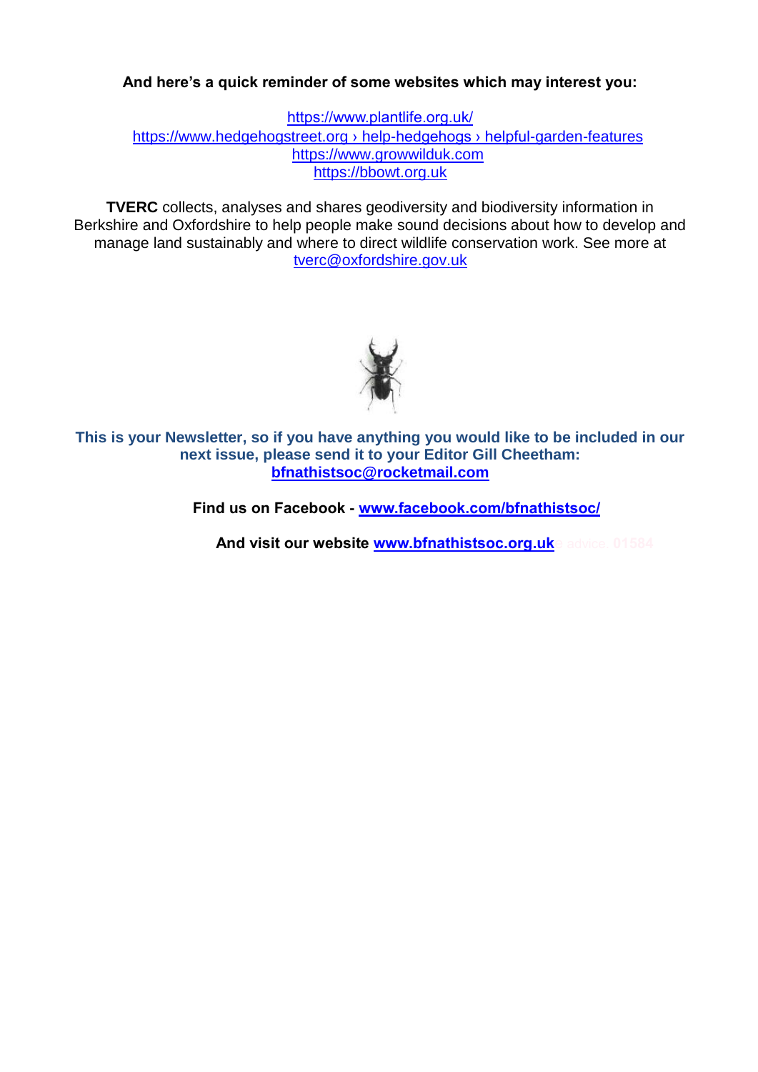**And here's a quick reminder of some websites which may interest you:**

https://www.plantlife.org.uk/
https://www.hedgehogstreet.org › help-hedgehogs › helpful-garden-features
https://www.growwilduk.com
https://bbowt.org.uk

**TVERC** collects, analyses and shares geodiversity and biodiversity information in Berkshire and Oxfordshire to help people make sound decisions about how to develop and manage land sustainably and where to direct wildlife conservation work. See more at tverc@oxfordshire.gov.uk

**This is your Newsletter, so if you have anything you would like to be included in our next issue, please send it to your Editor Gill Cheetham: bfnathistsoc@rocketmail.com**

**Find us on Facebook - www.facebook.com/bfnathistsoc/**

**And visit our website www.bfnathistsoc.org.uk**